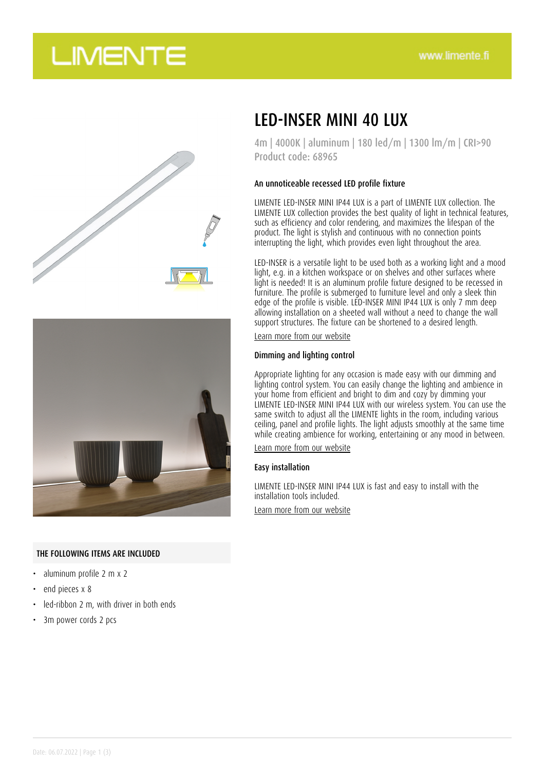# LED-INSER MINI 40 LUX

4m | 4000K | aluminum | 180 led/m | 1300 lm/m | CRI>90
Product code: 68965

### An unnoticeable recessed LED profile fixture

LIMENTE LED-INSER MINI IP44 LUX is a part of LIMENTE LUX collection. The LIMENTE LUX collection provides the best quality of light in technical features, such as efficiency and color rendering, and maximizes the lifespan of the product. The light is stylish and continuous with no connection points interrupting the light, which provides even light throughout the area.

LED-INSER is a versatile light to be used both as a working light and a mood light, e.g. in a kitchen workspace or on shelves and other surfaces where light is needed! It is an aluminum profile fixture designed to be recessed in furniture. The profile is submerged to furniture level and only a sleek thin edge of the profile is visible. LED-INSER MINI IP44 LUX is only 7 mm deep allowing installation on a sheeted wall without a need to change the wall support structures. The fixture can be shortened to a desired length.

Learn more from our website

### Dimming and lighting control

Appropriate lighting for any occasion is made easy with our dimming and lighting control system. You can easily change the lighting and ambience in your home from efficient and bright to dim and cozy by dimming your LIMENTE LED-INSER MINI IP44 LUX with our wireless system. You can use the same switch to adjust all the LIMENTE lights in the room, including various ceiling, panel and profile lights. The light adjusts smoothly at the same time while creating ambience for working, entertaining or any mood in between.

Learn more from our website

### Easy installation

LIMENTE LED-INSER MINI IP44 LUX is fast and easy to install with the installation tools included.

Learn more from our website

### THE FOLLOWING ITEMS ARE INCLUDED

- aluminum profile 2 m x 2
- end pieces x 8
- led-ribbon 2 m, with driver in both ends
- 3m power cords 2 pcs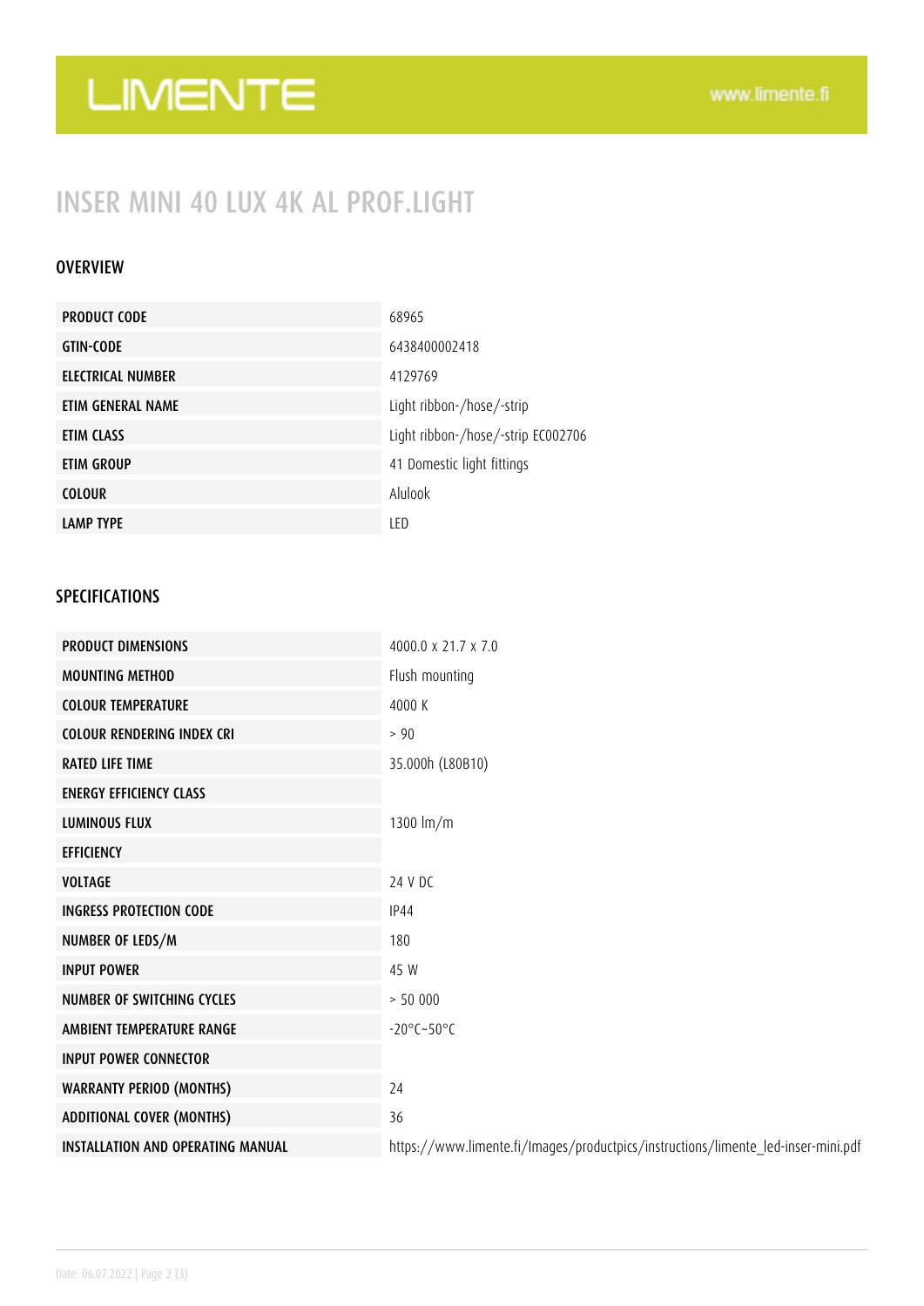# INSER MINI 40 LUX 4K AL PROF.LIGHT

## OVERVIEW

| | |
|---|---|
| PRODUCT CODE | 68965 |
| GTIN-CODE | 6438400002418 |
| ELECTRICAL NUMBER | 4129769 |
| ETIM GENERAL NAME | Light ribbon-/hose/-strip |
| ETIM CLASS | Light ribbon-/hose/-strip EC002706 |
| ETIM GROUP | 41 Domestic light fittings |
| COLOUR | Alulook |
| LAMP TYPE | LED |

## SPECIFICATIONS

| | |
|---|---|
| PRODUCT DIMENSIONS | 4000.0 x 21.7 x 7.0 |
| MOUNTING METHOD | Flush mounting |
| COLOUR TEMPERATURE | 4000 K |
| COLOUR RENDERING INDEX CRI | > 90 |
| RATED LIFE TIME | 35.000h (L80B10) |
| ENERGY EFFICIENCY CLASS | |
| LUMINOUS FLUX | 1300 lm/m |
| EFFICIENCY | |
| VOLTAGE | 24 V DC |
| INGRESS PROTECTION CODE | IP44 |
| NUMBER OF LEDS/M | 180 |
| INPUT POWER | 45 W |
| NUMBER OF SWITCHING CYCLES | > 50 000 |
| AMBIENT TEMPERATURE RANGE | -20°C~50°C |
| INPUT POWER CONNECTOR | |
| WARRANTY PERIOD (MONTHS) | 24 |
| ADDITIONAL COVER (MONTHS) | 36 |
| INSTALLATION AND OPERATING MANUAL | https://www.limente.fi/Images/productpics/instructions/limente_led-inser-mini.pdf |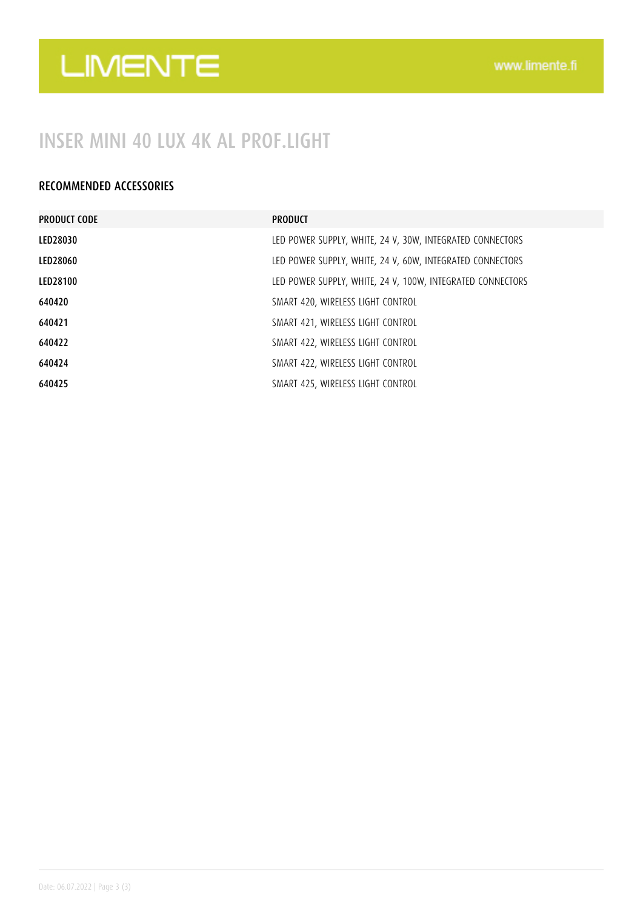# INSER MINI 40 LUX 4K AL PROF.LIGHT

## RECOMMENDED ACCESSORIES

| PRODUCT CODE | PRODUCT |
|---|---|
| LED28030 | LED POWER SUPPLY, WHITE, 24 V, 30W, INTEGRATED CONNECTORS |
| LED28060 | LED POWER SUPPLY, WHITE, 24 V, 60W, INTEGRATED CONNECTORS |
| LED28100 | LED POWER SUPPLY, WHITE, 24 V, 100W, INTEGRATED CONNECTORS |
| 640420 | SMART 420, WIRELESS LIGHT CONTROL |
| 640421 | SMART 421, WIRELESS LIGHT CONTROL |
| 640422 | SMART 422, WIRELESS LIGHT CONTROL |
| 640424 | SMART 422, WIRELESS LIGHT CONTROL |
| 640425 | SMART 425, WIRELESS LIGHT CONTROL |